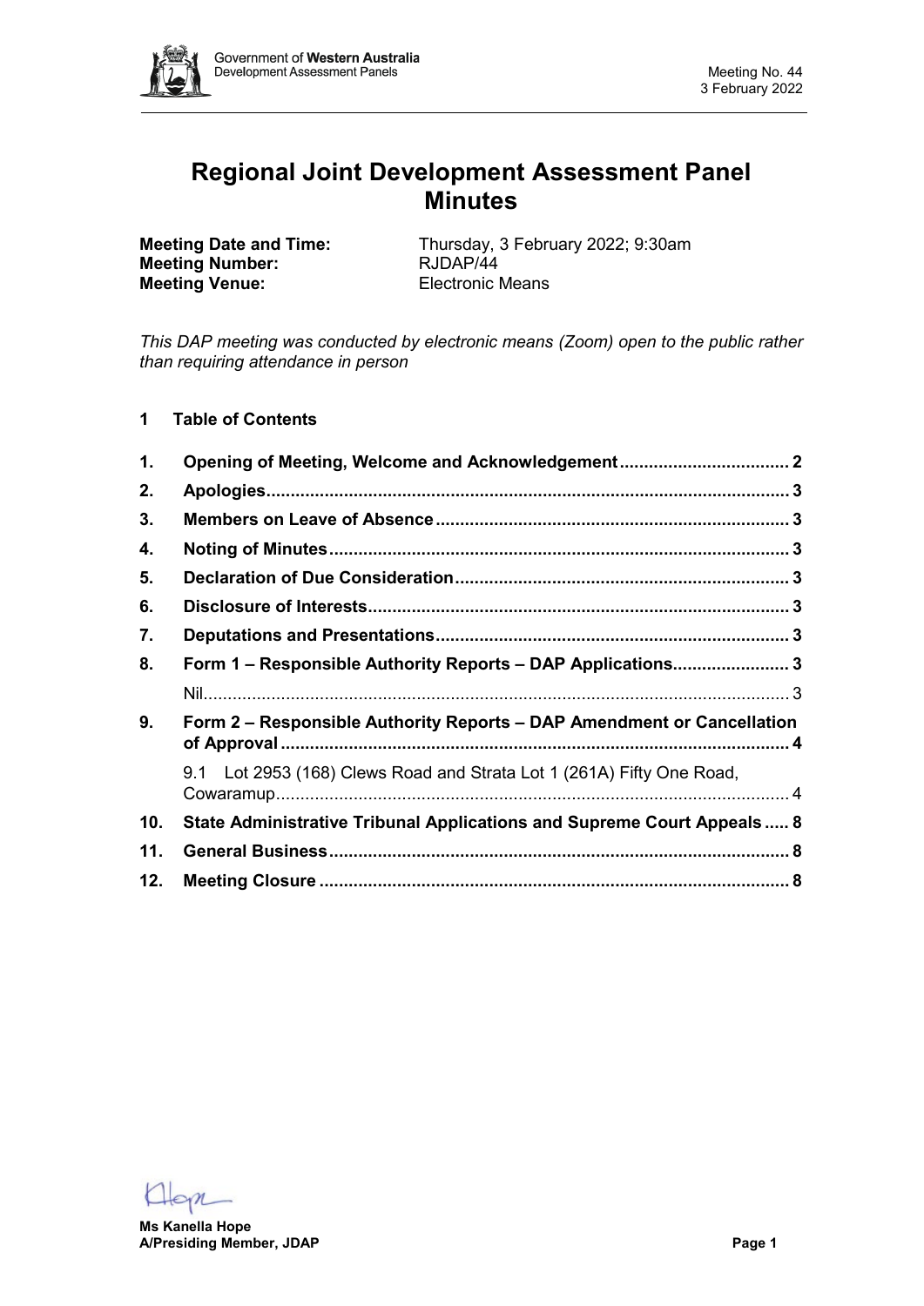# Regional Joint Development Assessment Panel Minutes

**Meeting Date and Time:** Thursday, 3 February 2022; 9:30am
**Meeting Number:** RJDAP/44
**Meeting Venue:** Electronic Means

*This DAP meeting was conducted by electronic means (Zoom) open to the public rather than requiring attendance in person*

## 1 Table of Contents

1. **Opening of Meeting, Welcome and Acknowledgement** .... 2
2. **Apologies** .... 3
3. **Members on Leave of Absence** .... 3
4. **Noting of Minutes** .... 3
5. **Declaration of Due Consideration** .... 3
6. **Disclosure of Interests** .... 3
7. **Deputations and Presentations** .... 3
8. **Form 1 – Responsible Authority Reports – DAP Applications** .... 3
   - Nil .... 3
9. **Form 2 – Responsible Authority Reports – DAP Amendment or Cancellation of Approval** .... 4
   - 9.1 Lot 2953 (168) Clews Road and Strata Lot 1 (261A) Fifty One Road, Cowaramup .... 4
10. **State Administrative Tribunal Applications and Supreme Court Appeals** .... 8
11. **General Business** .... 8
12. **Meeting Closure** .... 8

**Ms Kanella Hope**
**A/Presiding Member, JDAP**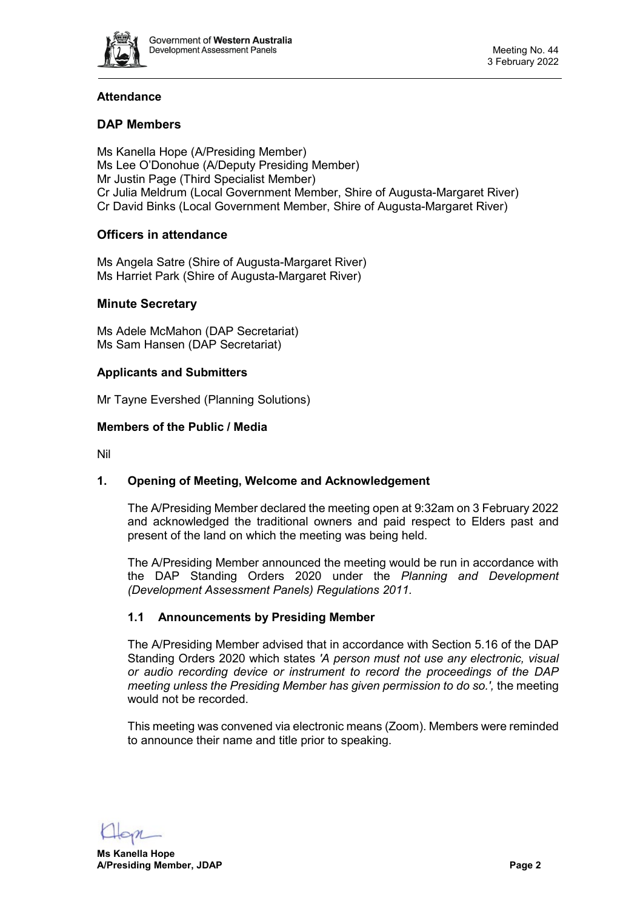**Attendance**

## DAP Members

Ms Kanella Hope (A/Presiding Member)
Ms Lee O'Donohue (A/Deputy Presiding Member)
Mr Justin Page (Third Specialist Member)
Cr Julia Meldrum (Local Government Member, Shire of Augusta-Margaret River)
Cr David Binks (Local Government Member, Shire of Augusta-Margaret River)

## Officers in attendance

Ms Angela Satre (Shire of Augusta-Margaret River)
Ms Harriet Park (Shire of Augusta-Margaret River)

## Minute Secretary

Ms Adele McMahon (DAP Secretariat)
Ms Sam Hansen (DAP Secretariat)

### Applicants and Submitters

Mr Tayne Evershed (Planning Solutions)

### Members of the Public / Media

Nil

### 1. Opening of Meeting, Welcome and Acknowledgement

The A/Presiding Member declared the meeting open at 9:32am on 3 February 2022 and acknowledged the traditional owners and paid respect to Elders past and present of the land on which the meeting was being held.

The A/Presiding Member announced the meeting would be run in accordance with the DAP Standing Orders 2020 under the *Planning and Development (Development Assessment Panels) Regulations 2011*.

#### 1.1 Announcements by Presiding Member

The A/Presiding Member advised that in accordance with Section 5.16 of the DAP Standing Orders 2020 which states *'A person must not use any electronic, visual or audio recording device or instrument to record the proceedings of the DAP meeting unless the Presiding Member has given permission to do so.',* the meeting would not be recorded.

This meeting was convened via electronic means (Zoom). Members were reminded to announce their name and title prior to speaking.

**Ms Kanella Hope**
**A/Presiding Member, JDAP**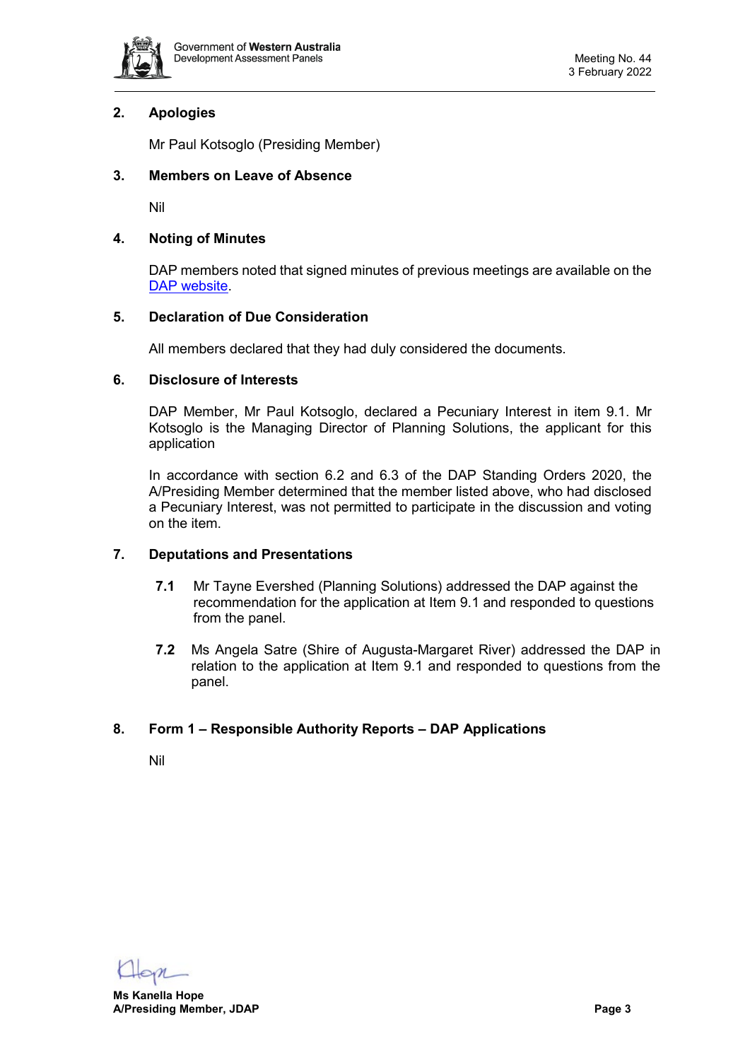## 2. Apologies

Mr Paul Kotsoglo (Presiding Member)

## 3. Members on Leave of Absence

Nil

## 4. Noting of Minutes

DAP members noted that signed minutes of previous meetings are available on the DAP website.

## 5. Declaration of Due Consideration

All members declared that they had duly considered the documents.

## 6. Disclosure of Interests

DAP Member, Mr Paul Kotsoglo, declared a Pecuniary Interest in item 9.1. Mr Kotsoglo is the Managing Director of Planning Solutions, the applicant for this application

In accordance with section 6.2 and 6.3 of the DAP Standing Orders 2020, the A/Presiding Member determined that the member listed above, who had disclosed a Pecuniary Interest, was not permitted to participate in the discussion and voting on the item.

## 7. Deputations and Presentations

**7.1** Mr Tayne Evershed (Planning Solutions) addressed the DAP against the recommendation for the application at Item 9.1 and responded to questions from the panel.

**7.2** Ms Angela Satre (Shire of Augusta-Margaret River) addressed the DAP in relation to the application at Item 9.1 and responded to questions from the panel.

## 8. Form 1 – Responsible Authority Reports – DAP Applications

Nil

**Ms Kanella Hope**
**A/Presiding Member, JDAP**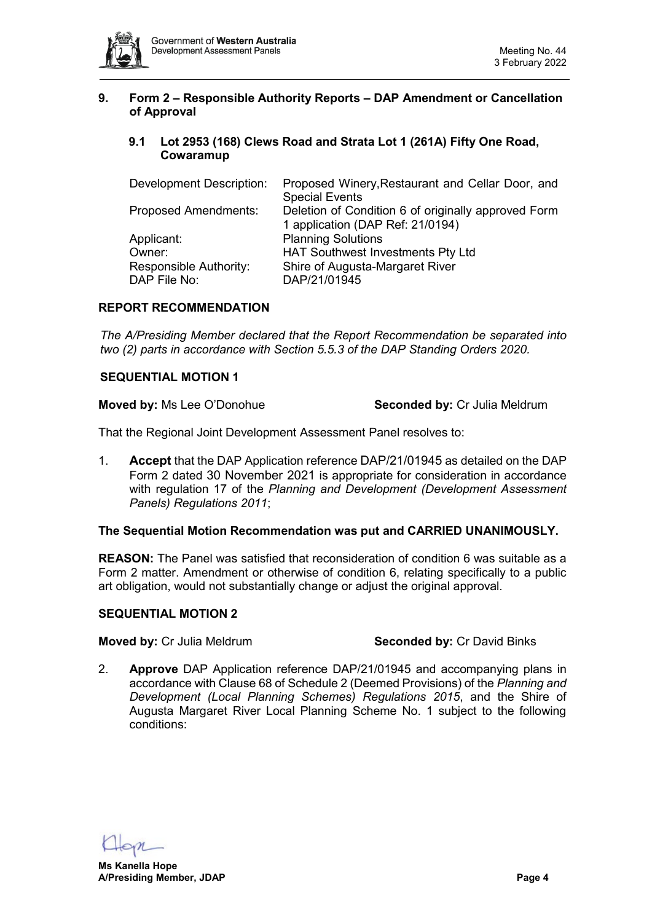## 9. Form 2 – Responsible Authority Reports – DAP Amendment or Cancellation of Approval

### 9.1 Lot 2953 (168) Clews Road and Strata Lot 1 (261A) Fifty One Road, Cowaramup

| | |
|---|---|
| Development Description: | Proposed Winery,Restaurant and Cellar Door, and Special Events |
| Proposed Amendments: | Deletion of Condition 6 of originally approved Form 1 application (DAP Ref: 21/0194) |
| Applicant: | Planning Solutions |
| Owner: | HAT Southwest Investments Pty Ltd |
| Responsible Authority: | Shire of Augusta-Margaret River |
| DAP File No: | DAP/21/01945 |

**REPORT RECOMMENDATION**

*The A/Presiding Member declared that the Report Recommendation be separated into two (2) parts in accordance with Section 5.5.3 of the DAP Standing Orders 2020.*

**SEQUENTIAL MOTION 1**

**Moved by:** Ms Lee O'Donohue **Seconded by:** Cr Julia Meldrum

That the Regional Joint Development Assessment Panel resolves to:

1. **Accept** that the DAP Application reference DAP/21/01945 as detailed on the DAP Form 2 dated 30 November 2021 is appropriate for consideration in accordance with regulation 17 of the *Planning and Development (Development Assessment Panels) Regulations 2011*;

**The Sequential Motion Recommendation was put and CARRIED UNANIMOUSLY.**

**REASON:** The Panel was satisfied that reconsideration of condition 6 was suitable as a Form 2 matter. Amendment or otherwise of condition 6, relating specifically to a public art obligation, would not substantially change or adjust the original approval.

**SEQUENTIAL MOTION 2**

**Moved by:** Cr Julia Meldrum **Seconded by:** Cr David Binks

2. **Approve** DAP Application reference DAP/21/01945 and accompanying plans in accordance with Clause 68 of Schedule 2 (Deemed Provisions) of the *Planning and Development (Local Planning Schemes) Regulations 2015*, and the Shire of Augusta Margaret River Local Planning Scheme No. 1 subject to the following conditions: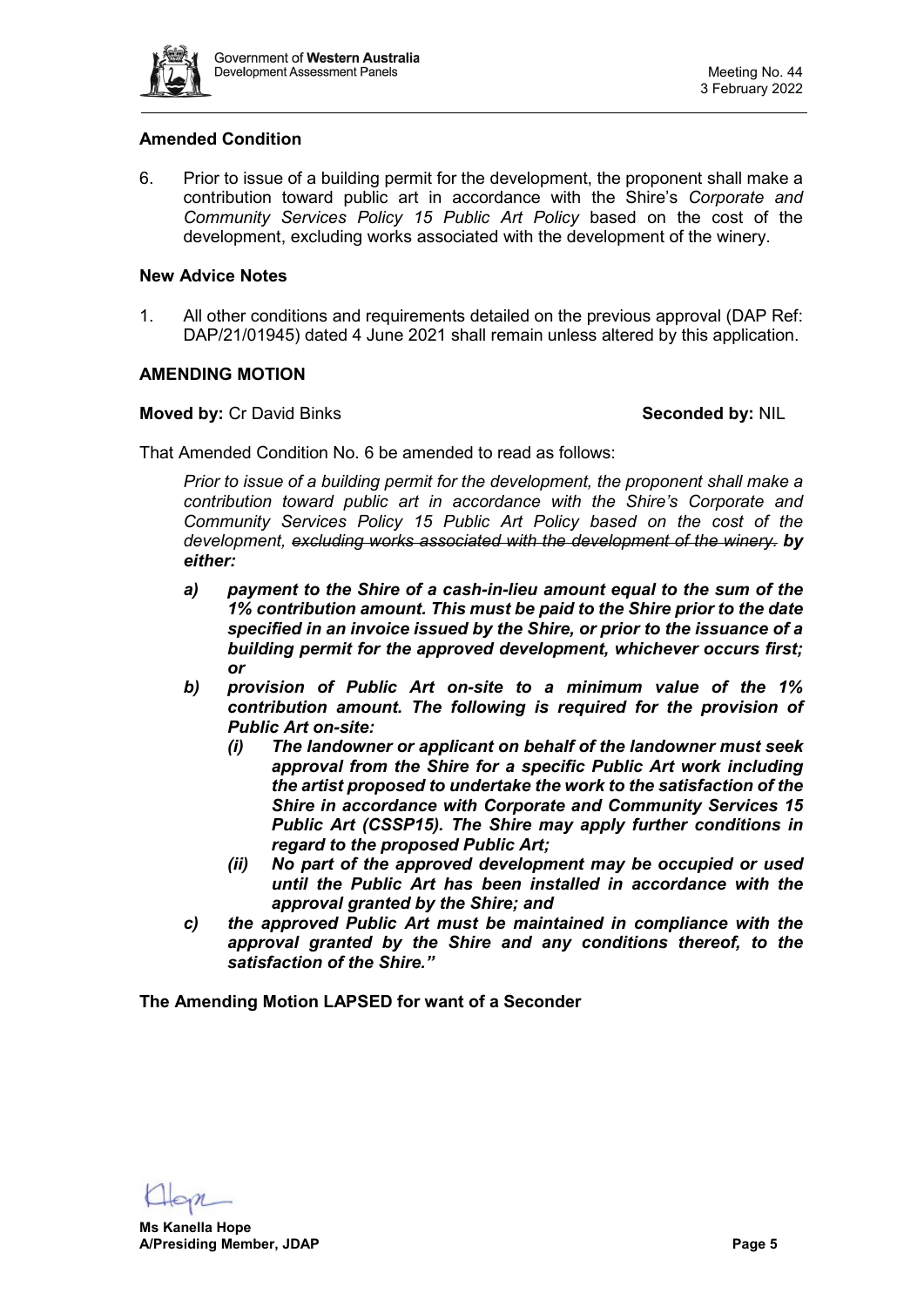**Amended Condition**

6. Prior to issue of a building permit for the development, the proponent shall make a contribution toward public art in accordance with the Shire's *Corporate and Community Services Policy 15 Public Art Policy* based on the cost of the development, excluding works associated with the development of the winery.

**New Advice Notes**

1. All other conditions and requirements detailed on the previous approval (DAP Ref: DAP/21/01945) dated 4 June 2021 shall remain unless altered by this application.

**AMENDING MOTION**

**Moved by:** Cr David Binks **Seconded by:** NIL

That Amended Condition No. 6 be amended to read as follows:

> *Prior to issue of a building permit for the development, the proponent shall make a contribution toward public art in accordance with the Shire's Corporate and Community Services Policy 15 Public Art Policy based on the cost of the development, ~~excluding works associated with the development of the winery.~~* ***by either:***
>
> ***a) payment to the Shire of a cash-in-lieu amount equal to the sum of the 1% contribution amount. This must be paid to the Shire prior to the date specified in an invoice issued by the Shire, or prior to the issuance of a building permit for the approved development, whichever occurs first; or***
>
> ***b) provision of Public Art on-site to a minimum value of the 1% contribution amount. The following is required for the provision of Public Art on-site:***
>
> ***(i) The landowner or applicant on behalf of the landowner must seek approval from the Shire for a specific Public Art work including the artist proposed to undertake the work to the satisfaction of the Shire in accordance with Corporate and Community Services 15 Public Art (CSSP15). The Shire may apply further conditions in regard to the proposed Public Art;***
>
> ***(ii) No part of the approved development may be occupied or used until the Public Art has been installed in accordance with the approval granted by the Shire; and***
>
> ***c) the approved Public Art must be maintained in compliance with the approval granted by the Shire and any conditions thereof, to the satisfaction of the Shire."***

**The Amending Motion LAPSED for want of a Seconder**

**Ms Kanella Hope**
**A/Presiding Member, JDAP**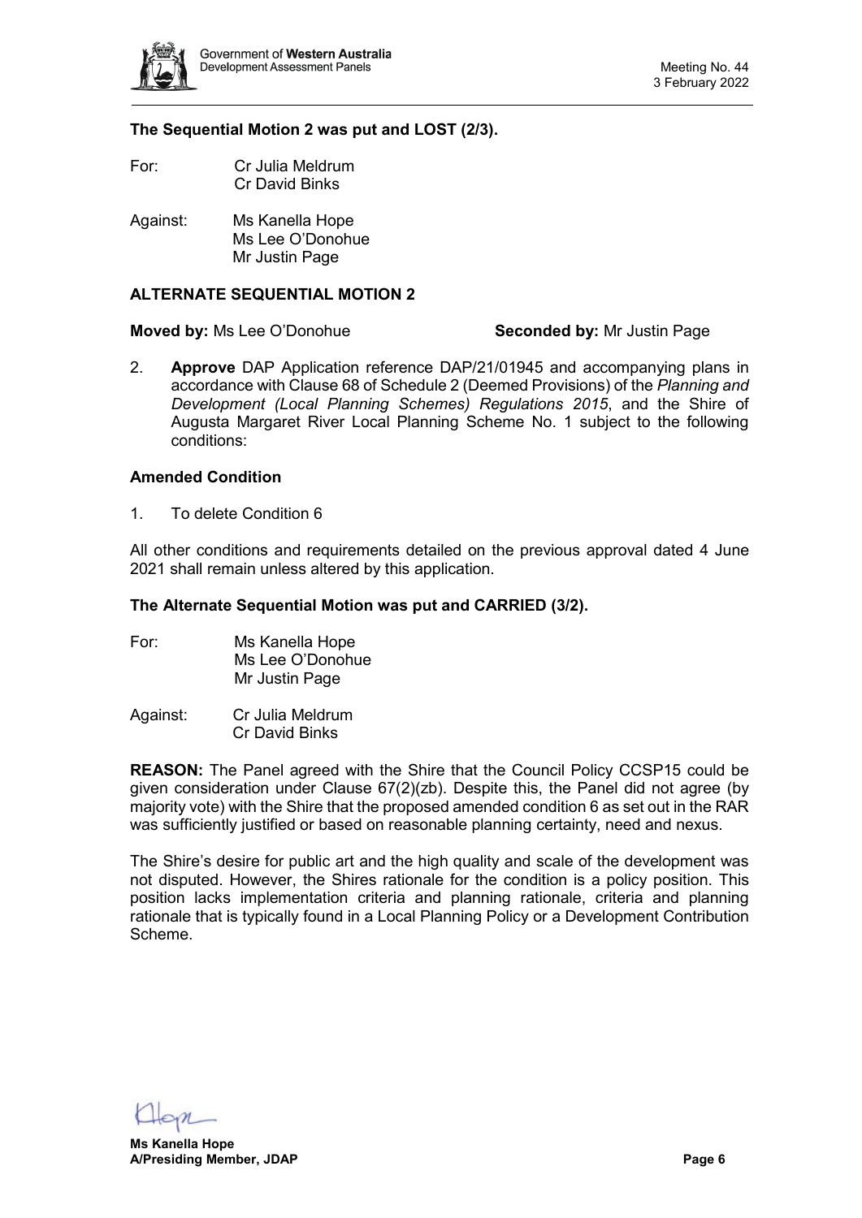**The Sequential Motion 2 was put and LOST (2/3).**

For: Cr Julia Meldrum
Cr David Binks

Against: Ms Kanella Hope
Ms Lee O'Donohue
Mr Justin Page

**ALTERNATE SEQUENTIAL MOTION 2**

**Moved by:** Ms Lee O'Donohue **Seconded by:** Mr Justin Page

2. **Approve** DAP Application reference DAP/21/01945 and accompanying plans in accordance with Clause 68 of Schedule 2 (Deemed Provisions) of the *Planning and Development (Local Planning Schemes) Regulations 2015*, and the Shire of Augusta Margaret River Local Planning Scheme No. 1 subject to the following conditions:

**Amended Condition**

1. To delete Condition 6

All other conditions and requirements detailed on the previous approval dated 4 June 2021 shall remain unless altered by this application.

**The Alternate Sequential Motion was put and CARRIED (3/2).**

For: Ms Kanella Hope
Ms Lee O'Donohue
Mr Justin Page

Against: Cr Julia Meldrum
Cr David Binks

**REASON:** The Panel agreed with the Shire that the Council Policy CCSP15 could be given consideration under Clause 67(2)(zb). Despite this, the Panel did not agree (by majority vote) with the Shire that the proposed amended condition 6 as set out in the RAR was sufficiently justified or based on reasonable planning certainty, need and nexus.

The Shire's desire for public art and the high quality and scale of the development was not disputed. However, the Shires rationale for the condition is a policy position. This position lacks implementation criteria and planning rationale, criteria and planning rationale that is typically found in a Local Planning Policy or a Development Contribution Scheme.

**Ms Kanella Hope**
**A/Presiding Member, JDAP**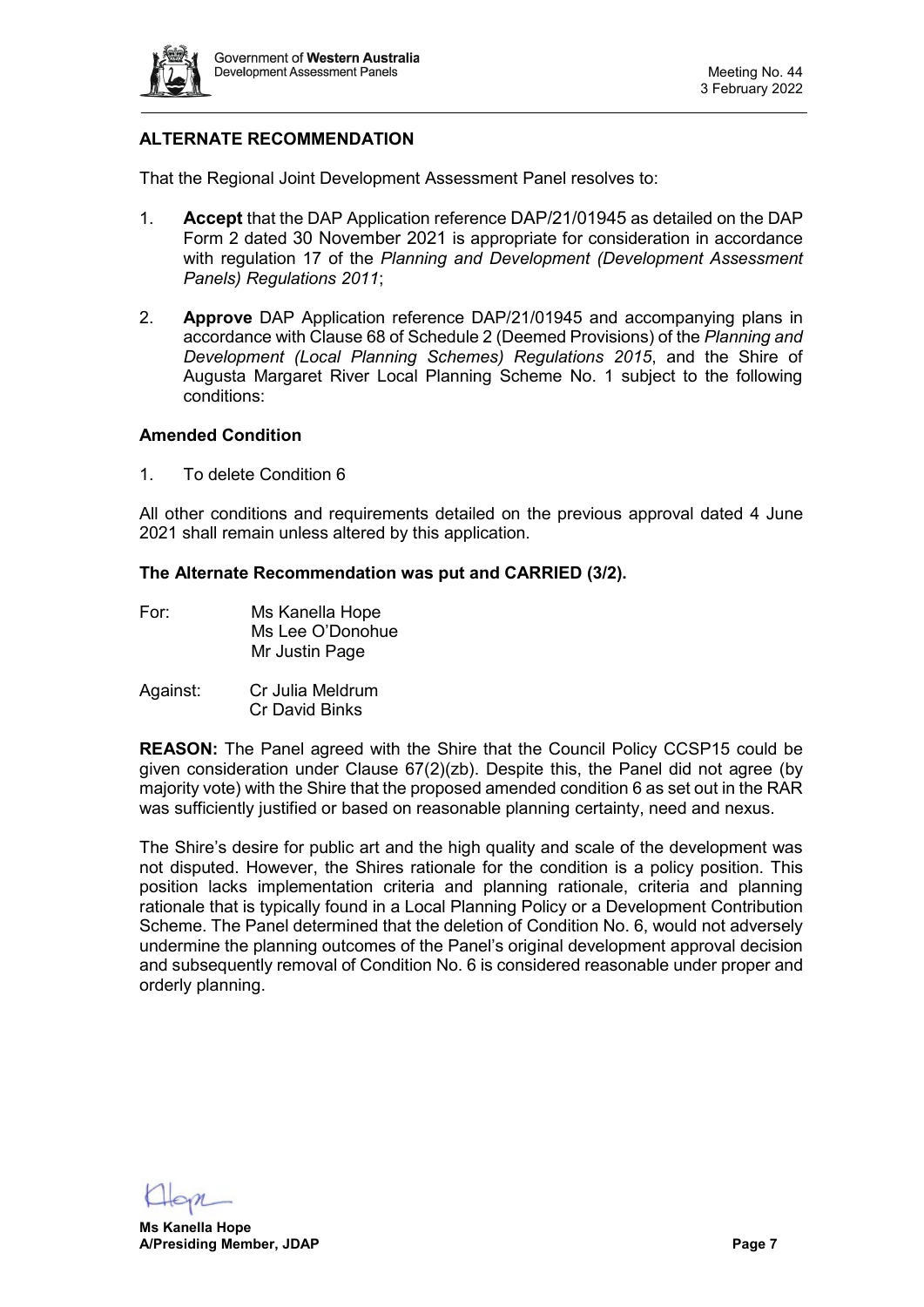## ALTERNATE RECOMMENDATION

That the Regional Joint Development Assessment Panel resolves to:

1. **Accept** that the DAP Application reference DAP/21/01945 as detailed on the DAP Form 2 dated 30 November 2021 is appropriate for consideration in accordance with regulation 17 of the *Planning and Development (Development Assessment Panels) Regulations 2011*;

2. **Approve** DAP Application reference DAP/21/01945 and accompanying plans in accordance with Clause 68 of Schedule 2 (Deemed Provisions) of the *Planning and Development (Local Planning Schemes) Regulations 2015*, and the Shire of Augusta Margaret River Local Planning Scheme No. 1 subject to the following conditions:

### Amended Condition

1. To delete Condition 6

All other conditions and requirements detailed on the previous approval dated 4 June 2021 shall remain unless altered by this application.

### The Alternate Recommendation was put and CARRIED (3/2).

For: Ms Kanella Hope
Ms Lee O'Donohue
Mr Justin Page

Against: Cr Julia Meldrum
Cr David Binks

**REASON:** The Panel agreed with the Shire that the Council Policy CCSP15 could be given consideration under Clause 67(2)(zb). Despite this, the Panel did not agree (by majority vote) with the Shire that the proposed amended condition 6 as set out in the RAR was sufficiently justified or based on reasonable planning certainty, need and nexus.

The Shire's desire for public art and the high quality and scale of the development was not disputed. However, the Shires rationale for the condition is a policy position. This position lacks implementation criteria and planning rationale, criteria and planning rationale that is typically found in a Local Planning Policy or a Development Contribution Scheme. The Panel determined that the deletion of Condition No. 6, would not adversely undermine the planning outcomes of the Panel's original development approval decision and subsequently removal of Condition No. 6 is considered reasonable under proper and orderly planning.

**Ms Kanella Hope**
**A/Presiding Member, JDAP**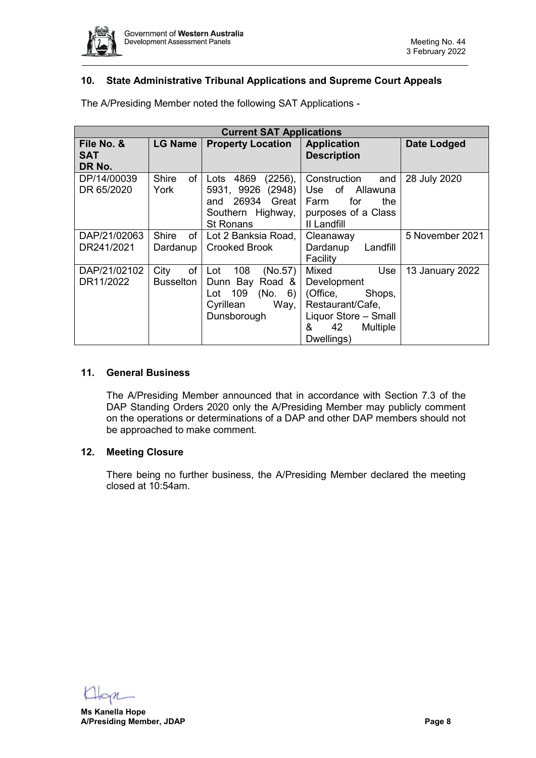## 10. State Administrative Tribunal Applications and Supreme Court Appeals

The A/Presiding Member noted the following SAT Applications -

| Current SAT Applications | | | | |
|---|---|---|---|---|
| **File No. & SAT DR No.** | **LG Name** | **Property Location** | **Application Description** | **Date Lodged** |
| DP/14/00039 DR 65/2020 | Shire of York | Lots 4869 (2256), 5931, 9926 (2948) and 26934 Great Southern Highway, St Ronans | Construction and Use of Allawuna Farm for the purposes of a Class II Landfill | 28 July 2020 |
| DAP/21/02063 DR241/2021 | Shire of Dardanup | Lot 2 Banksia Road, Crooked Brook | Cleanaway Dardanup Landfill Facility | 5 November 2021 |
| DAP/21/02102 DR11/2022 | City of Busselton | Lot 108 (No.57) Dunn Bay Road & Lot 109 (No. 6) Cyrillean Way, Dunsborough | Mixed Use Development (Office, Shops, Restaurant/Cafe, Liquor Store – Small & 42 Multiple Dwellings) | 13 January 2022 |

## 11. General Business

The A/Presiding Member announced that in accordance with Section 7.3 of the DAP Standing Orders 2020 only the A/Presiding Member may publicly comment on the operations or determinations of a DAP and other DAP members should not be approached to make comment.

## 12. Meeting Closure

There being no further business, the A/Presiding Member declared the meeting closed at 10:54am.

**Ms Kanella Hope**
**A/Presiding Member, JDAP**